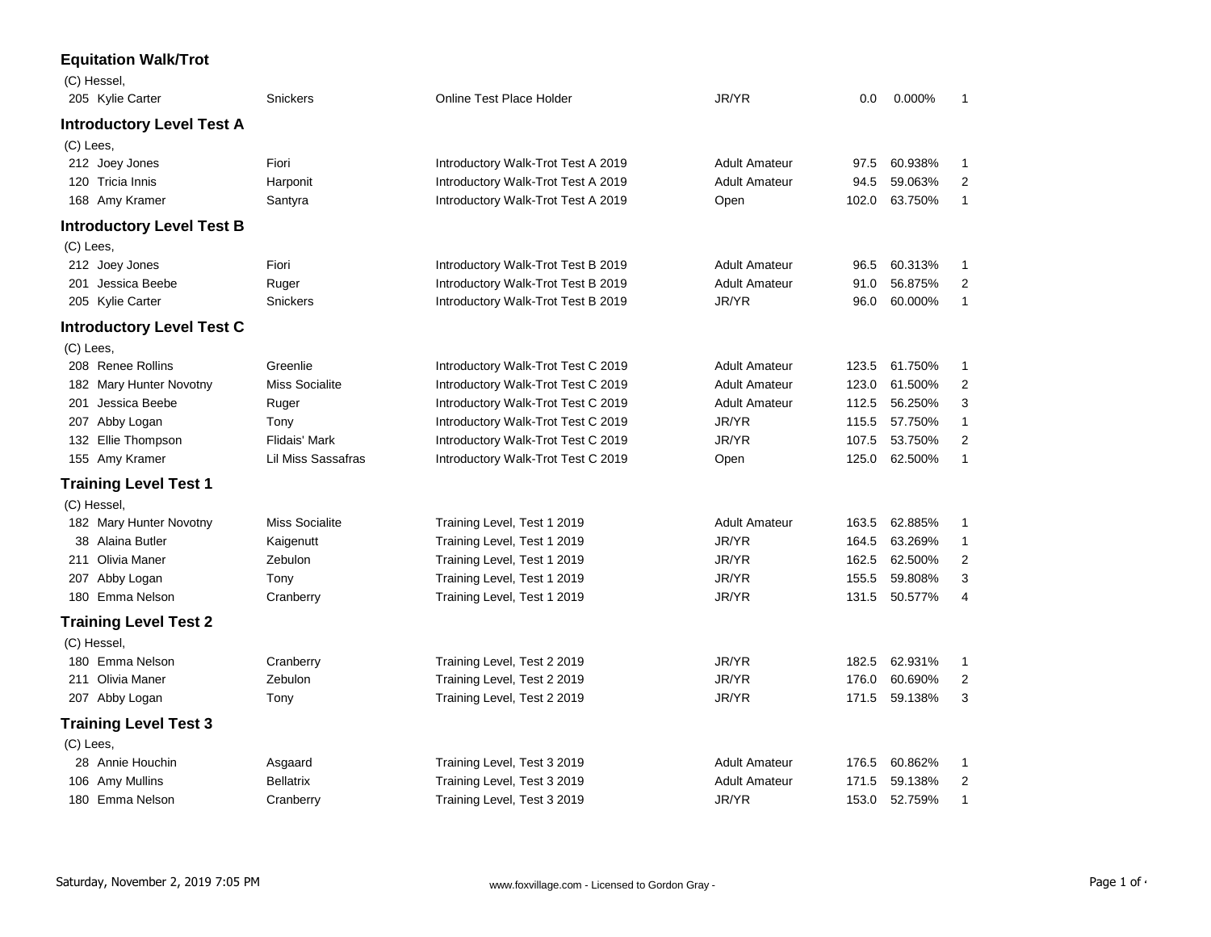## Equation Walk/Trot

(C) Hessel,

| No. | Rider | Horse | Test | Division | Score | Percent | Place |
|---|---|---|---|---|---|---|---|
| 205 | Kylie Carter | Snickers | Online Test Place Holder | JR/YR | 0.0 | 0.000% | 1 |

## Introductory Level Test A

(C) Lees,

| No. | Rider | Horse | Test | Division | Score | Percent | Place |
|---|---|---|---|---|---|---|---|
| 212 | Joey Jones | Fiori | Introductory Walk-Trot Test A 2019 | Adult Amateur | 97.5 | 60.938% | 1 |
| 120 | Tricia Innis | Harponit | Introductory Walk-Trot Test A 2019 | Adult Amateur | 94.5 | 59.063% | 2 |
| 168 | Amy Kramer | Santyra | Introductory Walk-Trot Test A 2019 | Open | 102.0 | 63.750% | 1 |

## Introductory Level Test B

(C) Lees,

| No. | Rider | Horse | Test | Division | Score | Percent | Place |
|---|---|---|---|---|---|---|---|
| 212 | Joey Jones | Fiori | Introductory Walk-Trot Test B 2019 | Adult Amateur | 96.5 | 60.313% | 1 |
| 201 | Jessica Beebe | Ruger | Introductory Walk-Trot Test B 2019 | Adult Amateur | 91.0 | 56.875% | 2 |
| 205 | Kylie Carter | Snickers | Introductory Walk-Trot Test B 2019 | JR/YR | 96.0 | 60.000% | 1 |

## Introductory Level Test C

(C) Lees,

| No. | Rider | Horse | Test | Division | Score | Percent | Place |
|---|---|---|---|---|---|---|---|
| 208 | Renee Rollins | Greenlie | Introductory Walk-Trot Test C 2019 | Adult Amateur | 123.5 | 61.750% | 1 |
| 182 | Mary Hunter Novotny | Miss Socialite | Introductory Walk-Trot Test C 2019 | Adult Amateur | 123.0 | 61.500% | 2 |
| 201 | Jessica Beebe | Ruger | Introductory Walk-Trot Test C 2019 | Adult Amateur | 112.5 | 56.250% | 3 |
| 207 | Abby Logan | Tony | Introductory Walk-Trot Test C 2019 | JR/YR | 115.5 | 57.750% | 1 |
| 132 | Ellie Thompson | Flidais' Mark | Introductory Walk-Trot Test C 2019 | JR/YR | 107.5 | 53.750% | 2 |
| 155 | Amy Kramer | Lil Miss Sassafras | Introductory Walk-Trot Test C 2019 | Open | 125.0 | 62.500% | 1 |

## Training Level Test 1

(C) Hessel,

| No. | Rider | Horse | Test | Division | Score | Percent | Place |
|---|---|---|---|---|---|---|---|
| 182 | Mary Hunter Novotny | Miss Socialite | Training Level, Test 1 2019 | Adult Amateur | 163.5 | 62.885% | 1 |
| 38 | Alaina Butler | Kaigenutt | Training Level, Test 1 2019 | JR/YR | 164.5 | 63.269% | 1 |
| 211 | Olivia Maner | Zebulon | Training Level, Test 1 2019 | JR/YR | 162.5 | 62.500% | 2 |
| 207 | Abby Logan | Tony | Training Level, Test 1 2019 | JR/YR | 155.5 | 59.808% | 3 |
| 180 | Emma Nelson | Cranberry | Training Level, Test 1 2019 | JR/YR | 131.5 | 50.577% | 4 |

## Training Level Test 2

(C) Hessel,

| No. | Rider | Horse | Test | Division | Score | Percent | Place |
|---|---|---|---|---|---|---|---|
| 180 | Emma Nelson | Cranberry | Training Level, Test 2 2019 | JR/YR | 182.5 | 62.931% | 1 |
| 211 | Olivia Maner | Zebulon | Training Level, Test 2 2019 | JR/YR | 176.0 | 60.690% | 2 |
| 207 | Abby Logan | Tony | Training Level, Test 2 2019 | JR/YR | 171.5 | 59.138% | 3 |

## Training Level Test 3

(C) Lees,

| No. | Rider | Horse | Test | Division | Score | Percent | Place |
|---|---|---|---|---|---|---|---|
| 28 | Annie Houchin | Asgaard | Training Level, Test 3 2019 | Adult Amateur | 176.5 | 60.862% | 1 |
| 106 | Amy Mullins | Bellatrix | Training Level, Test 3 2019 | Adult Amateur | 171.5 | 59.138% | 2 |
| 180 | Emma Nelson | Cranberry | Training Level, Test 3 2019 | JR/YR | 153.0 | 52.759% | 1 |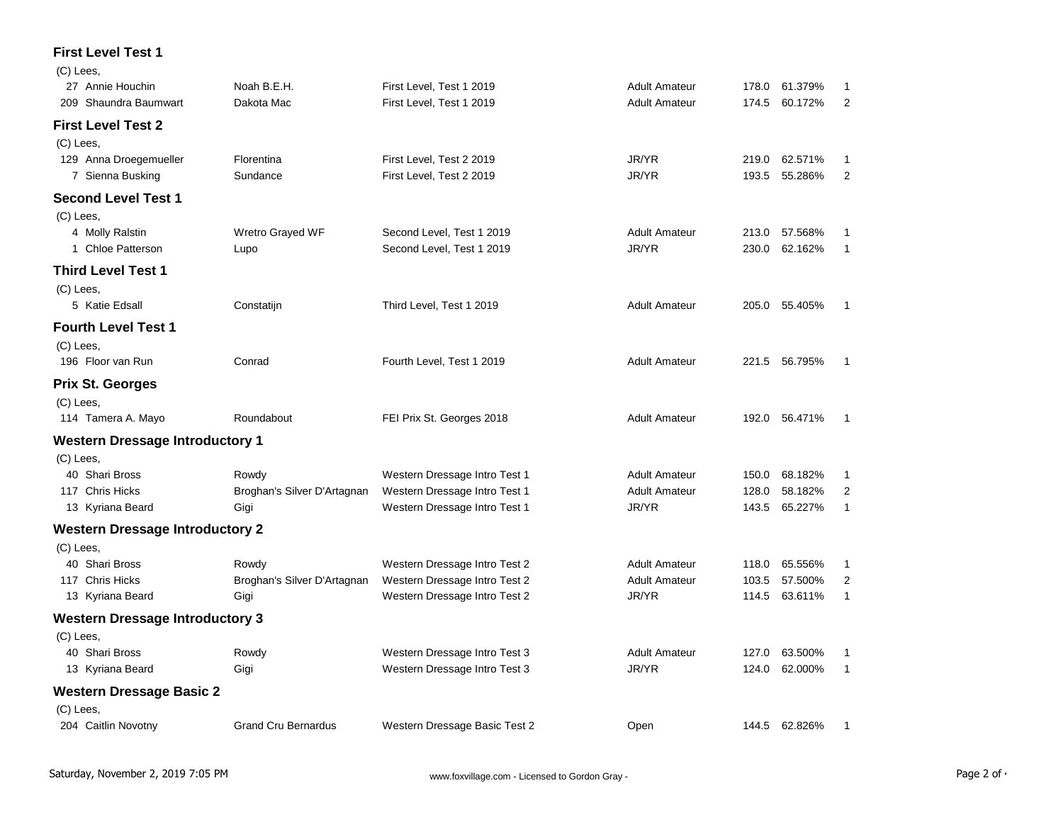### First Level Test 1

(C) Lees,

| No. | Rider | Horse | Test | Division | Score | Percent | Place |
|---|---|---|---|---|---|---|---|
| 27 | Annie Houchin | Noah B.E.H. | First Level, Test 1 2019 | Adult Amateur | 178.0 | 61.379% | 1 |
| 209 | Shaundra Baumwart | Dakota Mac | First Level, Test 1 2019 | Adult Amateur | 174.5 | 60.172% | 2 |

### First Level Test 2

(C) Lees,

| No. | Rider | Horse | Test | Division | Score | Percent | Place |
|---|---|---|---|---|---|---|---|
| 129 | Anna Droegemueller | Florentina | First Level, Test 2 2019 | JR/YR | 219.0 | 62.571% | 1 |
| 7 | Sienna Busking | Sundance | First Level, Test 2 2019 | JR/YR | 193.5 | 55.286% | 2 |

### Second Level Test 1

(C) Lees,

| No. | Rider | Horse | Test | Division | Score | Percent | Place |
|---|---|---|---|---|---|---|---|
| 4 | Molly Ralstin | Wretro Grayed WF | Second Level, Test 1 2019 | Adult Amateur | 213.0 | 57.568% | 1 |
| 1 | Chloe Patterson | Lupo | Second Level, Test 1 2019 | JR/YR | 230.0 | 62.162% | 1 |

### Third Level Test 1

(C) Lees,

| No. | Rider | Horse | Test | Division | Score | Percent | Place |
|---|---|---|---|---|---|---|---|
| 5 | Katie Edsall | Constatijn | Third Level, Test 1 2019 | Adult Amateur | 205.0 | 55.405% | 1 |

### Fourth Level Test 1

(C) Lees,

| No. | Rider | Horse | Test | Division | Score | Percent | Place |
|---|---|---|---|---|---|---|---|
| 196 | Floor van Run | Conrad | Fourth Level, Test 1 2019 | Adult Amateur | 221.5 | 56.795% | 1 |

### Prix St. Georges

(C) Lees,

| No. | Rider | Horse | Test | Division | Score | Percent | Place |
|---|---|---|---|---|---|---|---|
| 114 | Tamera A. Mayo | Roundabout | FEI Prix St. Georges 2018 | Adult Amateur | 192.0 | 56.471% | 1 |

### Western Dressage Introductory 1

(C) Lees,

| No. | Rider | Horse | Test | Division | Score | Percent | Place |
|---|---|---|---|---|---|---|---|
| 40 | Shari Bross | Rowdy | Western Dressage Intro Test 1 | Adult Amateur | 150.0 | 68.182% | 1 |
| 117 | Chris Hicks | Broghan's Silver D'Artagnan | Western Dressage Intro Test 1 | Adult Amateur | 128.0 | 58.182% | 2 |
| 13 | Kyriana Beard | Gigi | Western Dressage Intro Test 1 | JR/YR | 143.5 | 65.227% | 1 |

### Western Dressage Introductory 2

(C) Lees,

| No. | Rider | Horse | Test | Division | Score | Percent | Place |
|---|---|---|---|---|---|---|---|
| 40 | Shari Bross | Rowdy | Western Dressage Intro Test 2 | Adult Amateur | 118.0 | 65.556% | 1 |
| 117 | Chris Hicks | Broghan's Silver D'Artagnan | Western Dressage Intro Test 2 | Adult Amateur | 103.5 | 57.500% | 2 |
| 13 | Kyriana Beard | Gigi | Western Dressage Intro Test 2 | JR/YR | 114.5 | 63.611% | 1 |

### Western Dressage Introductory 3

(C) Lees,

| No. | Rider | Horse | Test | Division | Score | Percent | Place |
|---|---|---|---|---|---|---|---|
| 40 | Shari Bross | Rowdy | Western Dressage Intro Test 3 | Adult Amateur | 127.0 | 63.500% | 1 |
| 13 | Kyriana Beard | Gigi | Western Dressage Intro Test 3 | JR/YR | 124.0 | 62.000% | 1 |

### Western Dressage Basic 2

(C) Lees,

| No. | Rider | Horse | Test | Division | Score | Percent | Place |
|---|---|---|---|---|---|---|---|
| 204 | Caitlin Novotny | Grand Cru Bernardus | Western Dressage Basic Test 2 | Open | 144.5 | 62.826% | 1 |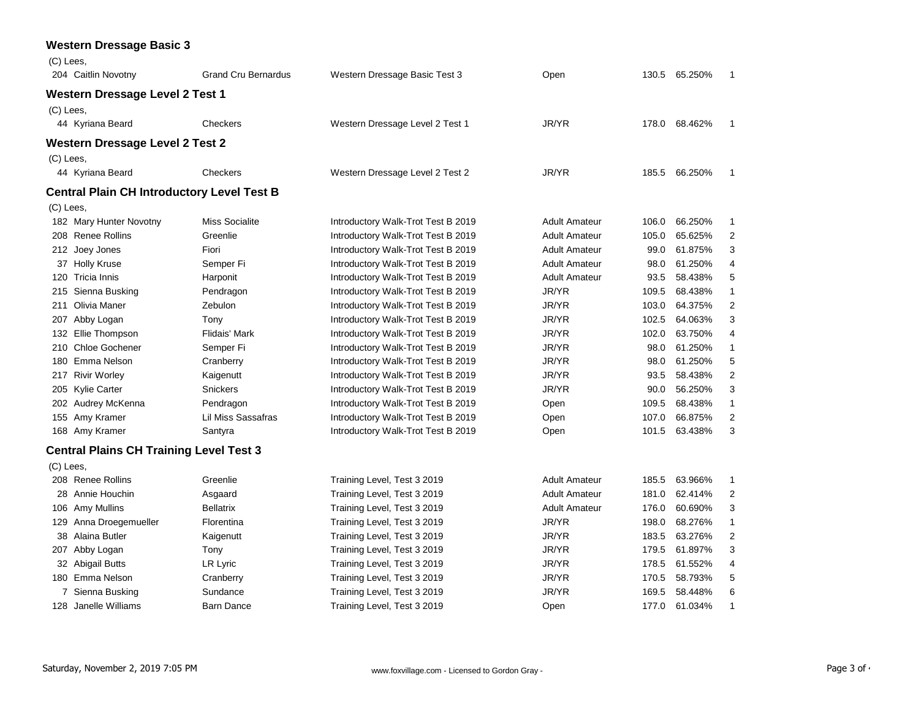### Western Dressage Basic 3

(C) Lees,

| No. | Rider | Horse | Test | Division | Score | Percent | Place |
|---|---|---|---|---|---|---|---|
| 204 | Caitlin Novotny | Grand Cru Bernardus | Western Dressage Basic Test 3 | Open | 130.5 | 65.250% | 1 |

### Western Dressage Level 2 Test 1

(C) Lees,

| No. | Rider | Horse | Test | Division | Score | Percent | Place |
|---|---|---|---|---|---|---|---|
| 44 | Kyriana Beard | Checkers | Western Dressage Level 2 Test 1 | JR/YR | 178.0 | 68.462% | 1 |

### Western Dressage Level 2 Test 2

(C) Lees,

| No. | Rider | Horse | Test | Division | Score | Percent | Place |
|---|---|---|---|---|---|---|---|
| 44 | Kyriana Beard | Checkers | Western Dressage Level 2 Test 2 | JR/YR | 185.5 | 66.250% | 1 |

### Central Plain CH Introductory Level Test B

(C) Lees,

| No. | Rider | Horse | Test | Division | Score | Percent | Place |
|---|---|---|---|---|---|---|---|
| 182 | Mary Hunter Novotny | Miss Socialite | Introductory Walk-Trot Test B 2019 | Adult Amateur | 106.0 | 66.250% | 1 |
| 208 | Renee Rollins | Greenlie | Introductory Walk-Trot Test B 2019 | Adult Amateur | 105.0 | 65.625% | 2 |
| 212 | Joey Jones | Fiori | Introductory Walk-Trot Test B 2019 | Adult Amateur | 99.0 | 61.875% | 3 |
| 37 | Holly Kruse | Semper Fi | Introductory Walk-Trot Test B 2019 | Adult Amateur | 98.0 | 61.250% | 4 |
| 120 | Tricia Innis | Harponit | Introductory Walk-Trot Test B 2019 | Adult Amateur | 93.5 | 58.438% | 5 |
| 215 | Sienna Busking | Pendragon | Introductory Walk-Trot Test B 2019 | JR/YR | 109.5 | 68.438% | 1 |
| 211 | Olivia Maner | Zebulon | Introductory Walk-Trot Test B 2019 | JR/YR | 103.0 | 64.375% | 2 |
| 207 | Abby Logan | Tony | Introductory Walk-Trot Test B 2019 | JR/YR | 102.5 | 64.063% | 3 |
| 132 | Ellie Thompson | Flidais' Mark | Introductory Walk-Trot Test B 2019 | JR/YR | 102.0 | 63.750% | 4 |
| 210 | Chloe Gochener | Semper Fi | Introductory Walk-Trot Test B 2019 | JR/YR | 98.0 | 61.250% | 1 |
| 180 | Emma Nelson | Cranberry | Introductory Walk-Trot Test B 2019 | JR/YR | 98.0 | 61.250% | 5 |
| 217 | Rivir Worley | Kaigenutt | Introductory Walk-Trot Test B 2019 | JR/YR | 93.5 | 58.438% | 2 |
| 205 | Kylie Carter | Snickers | Introductory Walk-Trot Test B 2019 | JR/YR | 90.0 | 56.250% | 3 |
| 202 | Audrey McKenna | Pendragon | Introductory Walk-Trot Test B 2019 | Open | 109.5 | 68.438% | 1 |
| 155 | Amy Kramer | Lil Miss Sassafras | Introductory Walk-Trot Test B 2019 | Open | 107.0 | 66.875% | 2 |
| 168 | Amy Kramer | Santyra | Introductory Walk-Trot Test B 2019 | Open | 101.5 | 63.438% | 3 |

### Central Plains CH Training Level Test 3

(C) Lees,

| No. | Rider | Horse | Test | Division | Score | Percent | Place |
|---|---|---|---|---|---|---|---|
| 208 | Renee Rollins | Greenlie | Training Level, Test 3 2019 | Adult Amateur | 185.5 | 63.966% | 1 |
| 28 | Annie Houchin | Asgaard | Training Level, Test 3 2019 | Adult Amateur | 181.0 | 62.414% | 2 |
| 106 | Amy Mullins | Bellatrix | Training Level, Test 3 2019 | Adult Amateur | 176.0 | 60.690% | 3 |
| 129 | Anna Droegemueller | Florentina | Training Level, Test 3 2019 | JR/YR | 198.0 | 68.276% | 1 |
| 38 | Alaina Butler | Kaigenutt | Training Level, Test 3 2019 | JR/YR | 183.5 | 63.276% | 2 |
| 207 | Abby Logan | Tony | Training Level, Test 3 2019 | JR/YR | 179.5 | 61.897% | 3 |
| 32 | Abigail Butts | LR Lyric | Training Level, Test 3 2019 | JR/YR | 178.5 | 61.552% | 4 |
| 180 | Emma Nelson | Cranberry | Training Level, Test 3 2019 | JR/YR | 170.5 | 58.793% | 5 |
| 7 | Sienna Busking | Sundance | Training Level, Test 3 2019 | JR/YR | 169.5 | 58.448% | 6 |
| 128 | Janelle Williams | Barn Dance | Training Level, Test 3 2019 | Open | 177.0 | 61.034% | 1 |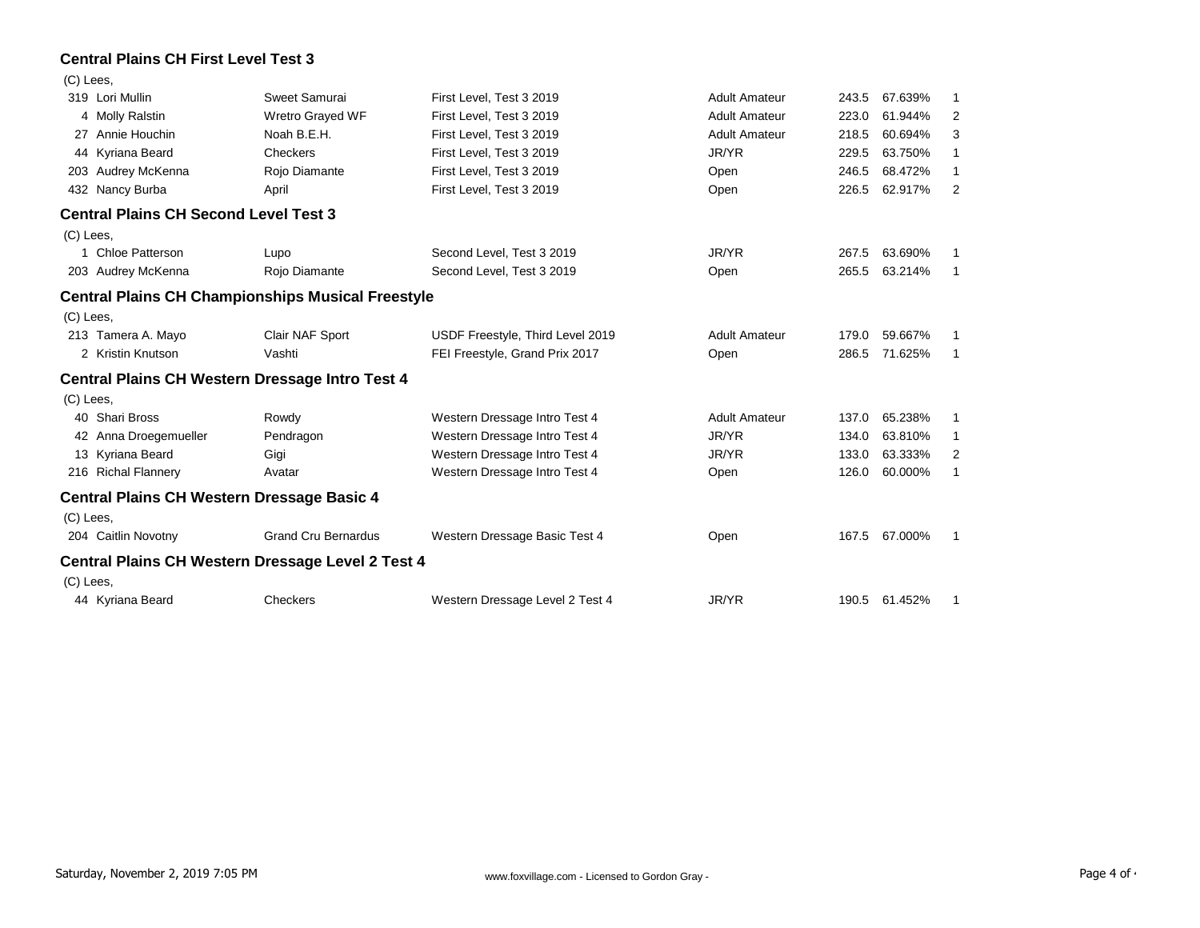### Central Plains CH First Level Test 3

(C) Lees,

| | | | | | | | |
|---|---|---|---|---|---|---|---|
| 319 | Lori Mullin | Sweet Samurai | First Level, Test 3 2019 | Adult Amateur | 243.5 | 67.639% | 1 |
| 4 | Molly Ralstin | Wretro Grayed WF | First Level, Test 3 2019 | Adult Amateur | 223.0 | 61.944% | 2 |
| 27 | Annie Houchin | Noah B.E.H. | First Level, Test 3 2019 | Adult Amateur | 218.5 | 60.694% | 3 |
| 44 | Kyriana Beard | Checkers | First Level, Test 3 2019 | JR/YR | 229.5 | 63.750% | 1 |
| 203 | Audrey McKenna | Rojo Diamante | First Level, Test 3 2019 | Open | 246.5 | 68.472% | 1 |
| 432 | Nancy Burba | April | First Level, Test 3 2019 | Open | 226.5 | 62.917% | 2 |

### Central Plains CH Second Level Test 3

(C) Lees,

| | | | | | | | |
|---|---|---|---|---|---|---|---|
| 1 | Chloe Patterson | Lupo | Second Level, Test 3 2019 | JR/YR | 267.5 | 63.690% | 1 |
| 203 | Audrey McKenna | Rojo Diamante | Second Level, Test 3 2019 | Open | 265.5 | 63.214% | 1 |

### Central Plains CH Championships Musical Freestyle

(C) Lees,

| | | | | | | | |
|---|---|---|---|---|---|---|---|
| 213 | Tamera A. Mayo | Clair NAF Sport | USDF Freestyle, Third Level 2019 | Adult Amateur | 179.0 | 59.667% | 1 |
| 2 | Kristin Knutson | Vashti | FEI Freestyle, Grand Prix 2017 | Open | 286.5 | 71.625% | 1 |

### Central Plains CH Western Dressage Intro Test 4

(C) Lees,

| | | | | | | | |
|---|---|---|---|---|---|---|---|
| 40 | Shari Bross | Rowdy | Western Dressage Intro Test 4 | Adult Amateur | 137.0 | 65.238% | 1 |
| 42 | Anna Droegemueller | Pendragon | Western Dressage Intro Test 4 | JR/YR | 134.0 | 63.810% | 1 |
| 13 | Kyriana Beard | Gigi | Western Dressage Intro Test 4 | JR/YR | 133.0 | 63.333% | 2 |
| 216 | Richal Flannery | Avatar | Western Dressage Intro Test 4 | Open | 126.0 | 60.000% | 1 |

### Central Plains CH Western Dressage Basic 4

(C) Lees,

| | | | | | | | |
|---|---|---|---|---|---|---|---|
| 204 | Caitlin Novotny | Grand Cru Bernardus | Western Dressage Basic Test 4 | Open | 167.5 | 67.000% | 1 |

### Central Plains CH Western Dressage Level 2 Test 4

(C) Lees,

| | | | | | | | |
|---|---|---|---|---|---|---|---|
| 44 | Kyriana Beard | Checkers | Western Dressage Level 2 Test 4 | JR/YR | 190.5 | 61.452% | 1 |